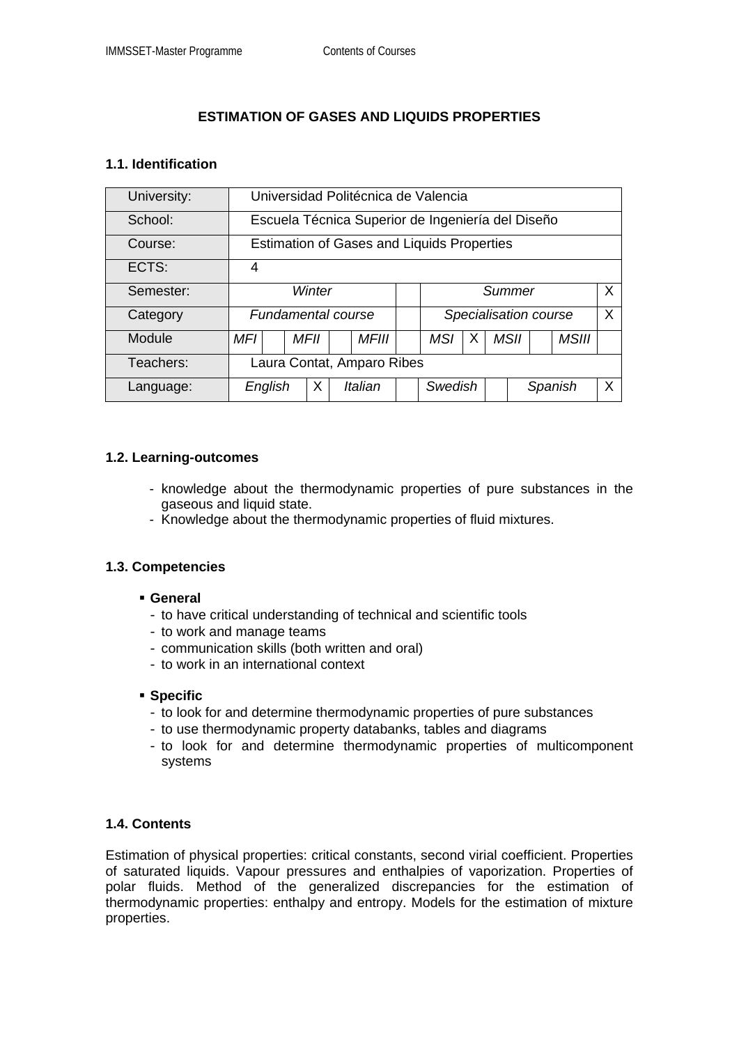# ESTIMATION OF GASES AND LIQUIDS PROPERTIES

## 1.1. Identification

| University: | Universidad Politécnica de Valencia | | | | | | | | | | | |
|---|---|---|---|---|---|---|---|---|---|---|---|---|
| School: | Escuela Técnica Superior de Ingeniería del Diseño | | | | | | | | | | | |
| Course: | Estimation of Gases and Liquids Properties | | | | | | | | | | | |
| ECTS: | 4 | | | | | | | | | | | |
| Semester: | Winter | | | | | | | Summer | | | | X |
| Category | Fundamental course | | | | | | | Specialisation course | | | | X |
| Module | MFI | | MFII | | MFIII | | MSI | X | MSII | | MSIII | |
| Teachers: | Laura Contat, Amparo Ribes | | | | | | | | | | | |
| Language: | English | | X | Italian | | | Swedish | | | Spanish | | X |

## 1.2. Learning-outcomes

- knowledge about the thermodynamic properties of pure substances in the gaseous and liquid state.
- Knowledge about the thermodynamic properties of fluid mixtures.

## 1.3. Competencies

- **General**
  - to have critical understanding of technical and scientific tools
  - to work and manage teams
  - communication skills (both written and oral)
  - to work in an international context

- **Specific**
  - to look for and determine thermodynamic properties of pure substances
  - to use thermodynamic property databanks, tables and diagrams
  - to look for and determine thermodynamic properties of multicomponent systems

## 1.4. Contents

Estimation of physical properties: critical constants, second virial coefficient. Properties of saturated liquids. Vapour pressures and enthalpies of vaporization. Properties of polar fluids. Method of the generalized discrepancies for the estimation of thermodynamic properties: enthalpy and entropy. Models for the estimation of mixture properties.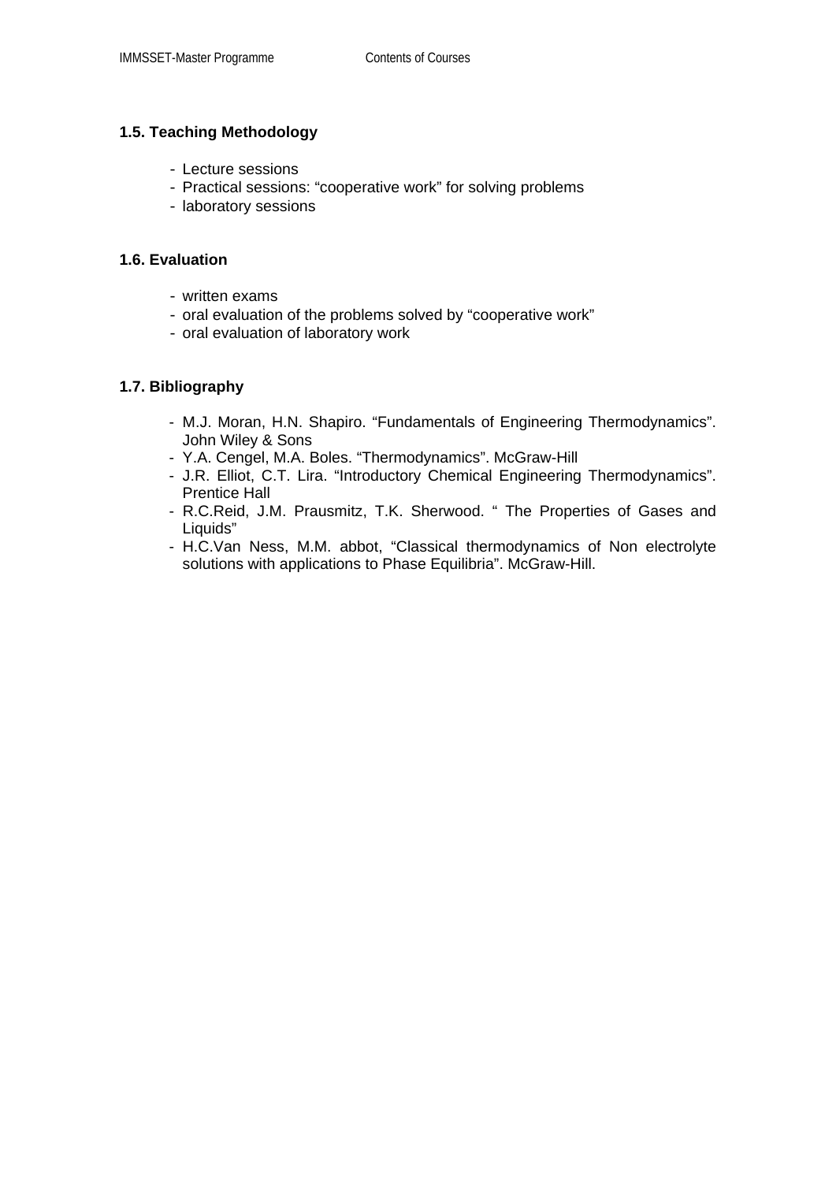### 1.5. Teaching Methodology

- Lecture sessions
- Practical sessions: “cooperative work” for solving problems
- laboratory sessions

### 1.6. Evaluation

- written exams
- oral evaluation of the problems solved by “cooperative work”
- oral evaluation of laboratory work

### 1.7. Bibliography

- M.J. Moran, H.N. Shapiro. “Fundamentals of Engineering Thermodynamics”. John Wiley & Sons
- Y.A. Cengel, M.A. Boles. “Thermodynamics”. McGraw-Hill
- J.R. Elliot, C.T. Lira. “Introductory Chemical Engineering Thermodynamics”. Prentice Hall
- R.C.Reid, J.M. Prausmitz, T.K. Sherwood. “ The Properties of Gases and Liquids”
- H.C.Van Ness, M.M. abbot, “Classical thermodynamics of Non electrolyte solutions with applications to Phase Equilibria”. McGraw-Hill.